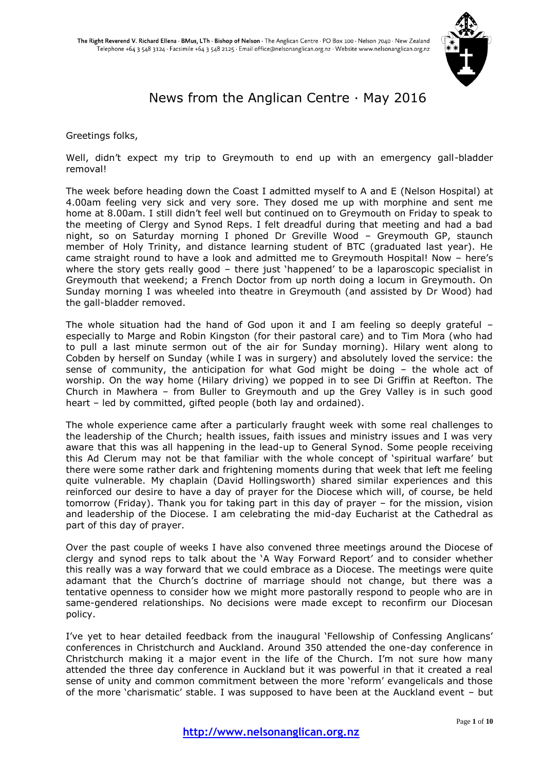The Right Reverend V. Richard Ellena · BMus, LTh · Bishop of Nelson · The Anglican Centre · PO Box 100 · Nelson 7040 · New Zealand
Telephone +64 3 548 3124 · Facsimile +64 3 548 2125 · Email office@nelsonanglican.org.nz · Website www.nelsonanglican.org.nz

# News from the Anglican Centre · May 2016

Greetings folks,

Well, didn't expect my trip to Greymouth to end up with an emergency gall-bladder removal!

The week before heading down the Coast I admitted myself to A and E (Nelson Hospital) at 4.00am feeling very sick and very sore. They dosed me up with morphine and sent me home at 8.00am. I still didn't feel well but continued on to Greymouth on Friday to speak to the meeting of Clergy and Synod Reps. I felt dreadful during that meeting and had a bad night, so on Saturday morning I phoned Dr Greville Wood – Greymouth GP, staunch member of Holy Trinity, and distance learning student of BTC (graduated last year). He came straight round to have a look and admitted me to Greymouth Hospital! Now – here's where the story gets really good – there just 'happened' to be a laparoscopic specialist in Greymouth that weekend; a French Doctor from up north doing a locum in Greymouth. On Sunday morning I was wheeled into theatre in Greymouth (and assisted by Dr Wood) had the gall-bladder removed.

The whole situation had the hand of God upon it and I am feeling so deeply grateful – especially to Marge and Robin Kingston (for their pastoral care) and to Tim Mora (who had to pull a last minute sermon out of the air for Sunday morning). Hilary went along to Cobden by herself on Sunday (while I was in surgery) and absolutely loved the service: the sense of community, the anticipation for what God might be doing – the whole act of worship. On the way home (Hilary driving) we popped in to see Di Griffin at Reefton. The Church in Mawhera – from Buller to Greymouth and up the Grey Valley is in such good heart – led by committed, gifted people (both lay and ordained).

The whole experience came after a particularly fraught week with some real challenges to the leadership of the Church; health issues, faith issues and ministry issues and I was very aware that this was all happening in the lead-up to General Synod. Some people receiving this Ad Clerum may not be that familiar with the whole concept of 'spiritual warfare' but there were some rather dark and frightening moments during that week that left me feeling quite vulnerable. My chaplain (David Hollingsworth) shared similar experiences and this reinforced our desire to have a day of prayer for the Diocese which will, of course, be held tomorrow (Friday). Thank you for taking part in this day of prayer – for the mission, vision and leadership of the Diocese. I am celebrating the mid-day Eucharist at the Cathedral as part of this day of prayer.

Over the past couple of weeks I have also convened three meetings around the Diocese of clergy and synod reps to talk about the 'A Way Forward Report' and to consider whether this really was a way forward that we could embrace as a Diocese. The meetings were quite adamant that the Church's doctrine of marriage should not change, but there was a tentative openness to consider how we might more pastorally respond to people who are in same-gendered relationships. No decisions were made except to reconfirm our Diocesan policy.

I've yet to hear detailed feedback from the inaugural 'Fellowship of Confessing Anglicans' conferences in Christchurch and Auckland. Around 350 attended the one-day conference in Christchurch making it a major event in the life of the Church. I'm not sure how many attended the three day conference in Auckland but it was powerful in that it created a real sense of unity and common commitment between the more 'reform' evangelicals and those of the more 'charismatic' stable. I was supposed to have been at the Auckland event – but

**http://www.nelsonanglican.org.nz**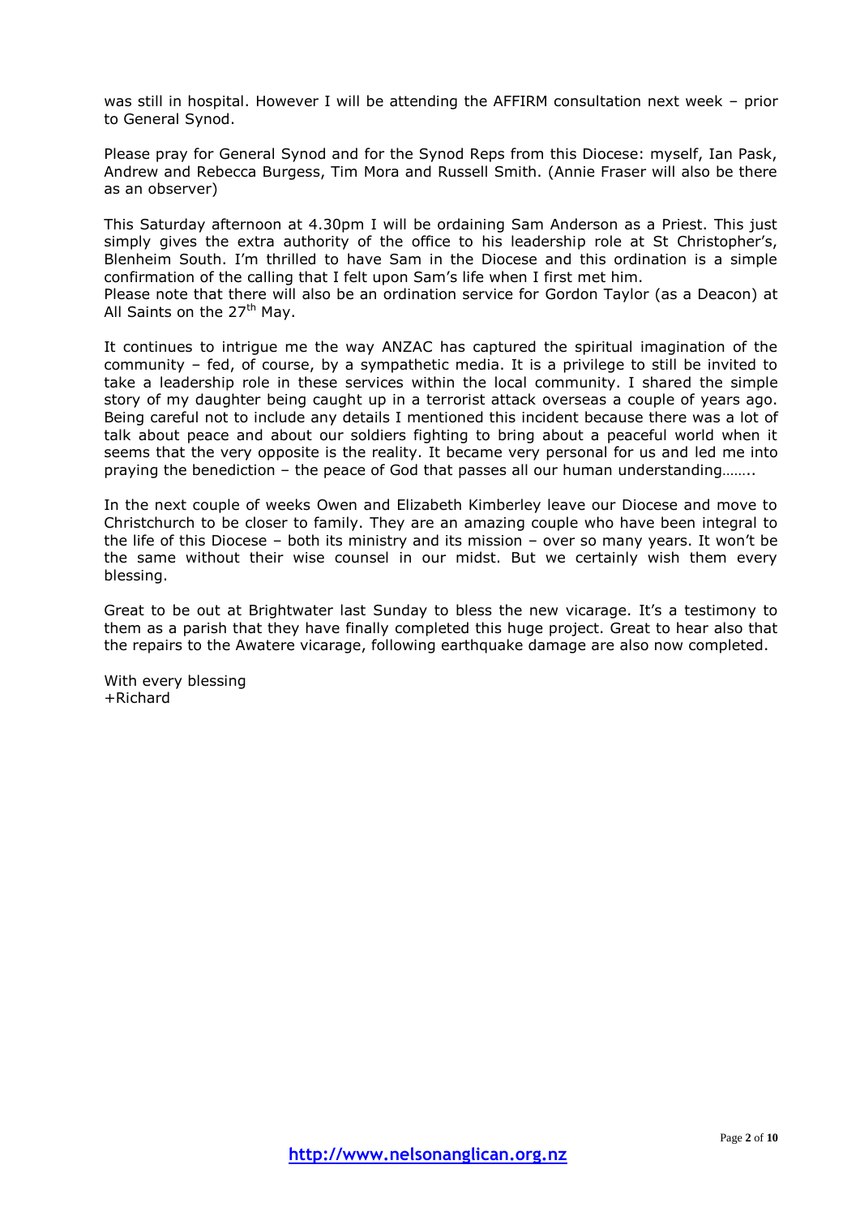was still in hospital. However I will be attending the AFFIRM consultation next week – prior to General Synod.

Please pray for General Synod and for the Synod Reps from this Diocese: myself, Ian Pask, Andrew and Rebecca Burgess, Tim Mora and Russell Smith. (Annie Fraser will also be there as an observer)

This Saturday afternoon at 4.30pm I will be ordaining Sam Anderson as a Priest. This just simply gives the extra authority of the office to his leadership role at St Christopher's, Blenheim South. I'm thrilled to have Sam in the Diocese and this ordination is a simple confirmation of the calling that I felt upon Sam's life when I first met him.
Please note that there will also be an ordination service for Gordon Taylor (as a Deacon) at All Saints on the 27th May.

It continues to intrigue me the way ANZAC has captured the spiritual imagination of the community – fed, of course, by a sympathetic media. It is a privilege to still be invited to take a leadership role in these services within the local community. I shared the simple story of my daughter being caught up in a terrorist attack overseas a couple of years ago. Being careful not to include any details I mentioned this incident because there was a lot of talk about peace and about our soldiers fighting to bring about a peaceful world when it seems that the very opposite is the reality. It became very personal for us and led me into praying the benediction – the peace of God that passes all our human understanding……..

In the next couple of weeks Owen and Elizabeth Kimberley leave our Diocese and move to Christchurch to be closer to family. They are an amazing couple who have been integral to the life of this Diocese – both its ministry and its mission – over so many years. It won't be the same without their wise counsel in our midst. But we certainly wish them every blessing.

Great to be out at Brightwater last Sunday to bless the new vicarage. It's a testimony to them as a parish that they have finally completed this huge project. Great to hear also that the repairs to the Awatere vicarage, following earthquake damage are also now completed.

With every blessing
+Richard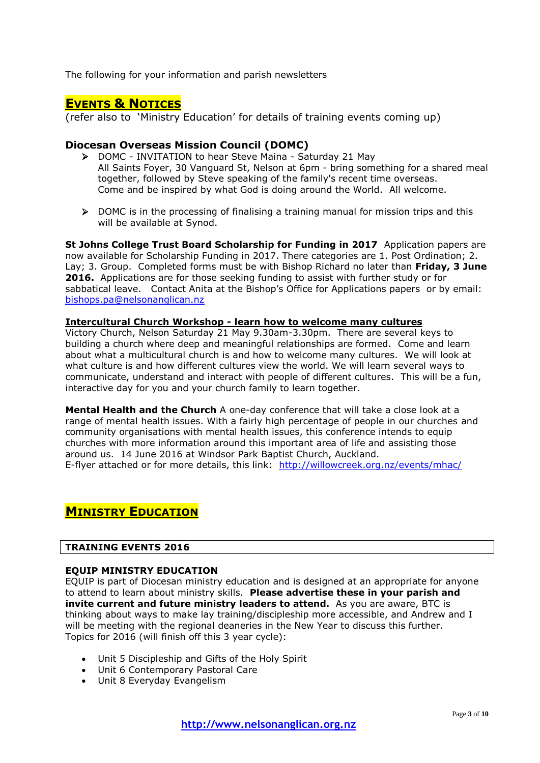The following for your information and parish newsletters

## Events & Notices

(refer also to 'Ministry Education' for details of training events coming up)

### Diocesan Overseas Mission Council (DOMC)

- DOMC - INVITATION to hear Steve Maina - Saturday 21 May
  All Saints Foyer, 30 Vanguard St, Nelson at 6pm - bring something for a shared meal together, followed by Steve speaking of the family's recent time overseas.
  Come and be inspired by what God is doing around the World. All welcome.

- DOMC is in the processing of finalising a training manual for mission trips and this will be available at Synod.

**St Johns College Trust Board Scholarship for Funding in 2017** Application papers are now available for Scholarship Funding in 2017. There categories are 1. Post Ordination; 2. Lay; 3. Group. Completed forms must be with Bishop Richard no later than **Friday, 3 June 2016.** Applications are for those seeking funding to assist with further study or for sabbatical leave. Contact Anita at the Bishop's Office for Applications papers or by email: bishops.pa@nelsonanglican.nz

**Intercultural Church Workshop - learn how to welcome many cultures**
Victory Church, Nelson Saturday 21 May 9.30am-3.30pm. There are several keys to building a church where deep and meaningful relationships are formed. Come and learn about what a multicultural church is and how to welcome many cultures. We will look at what culture is and how different cultures view the world. We will learn several ways to communicate, understand and interact with people of different cultures. This will be a fun, interactive day for you and your church family to learn together.

**Mental Health and the Church** A one-day conference that will take a close look at a range of mental health issues. With a fairly high percentage of people in our churches and community organisations with mental health issues, this conference intends to equip churches with more information around this important area of life and assisting those around us. 14 June 2016 at Windsor Park Baptist Church, Auckland.
E-flyer attached or for more details, this link: http://willowcreek.org.nz/events/mhac/

## Ministry Education

**TRAINING EVENTS 2016**

**EQUIP MINISTRY EDUCATION**
EQUIP is part of Diocesan ministry education and is designed at an appropriate for anyone to attend to learn about ministry skills. **Please advertise these in your parish and invite current and future ministry leaders to attend.** As you are aware, BTC is thinking about ways to make lay training/discipleship more accessible, and Andrew and I will be meeting with the regional deaneries in the New Year to discuss this further.
Topics for 2016 (will finish off this 3 year cycle):

- Unit 5 Discipleship and Gifts of the Holy Spirit
- Unit 6 Contemporary Pastoral Care
- Unit 8 Everyday Evangelism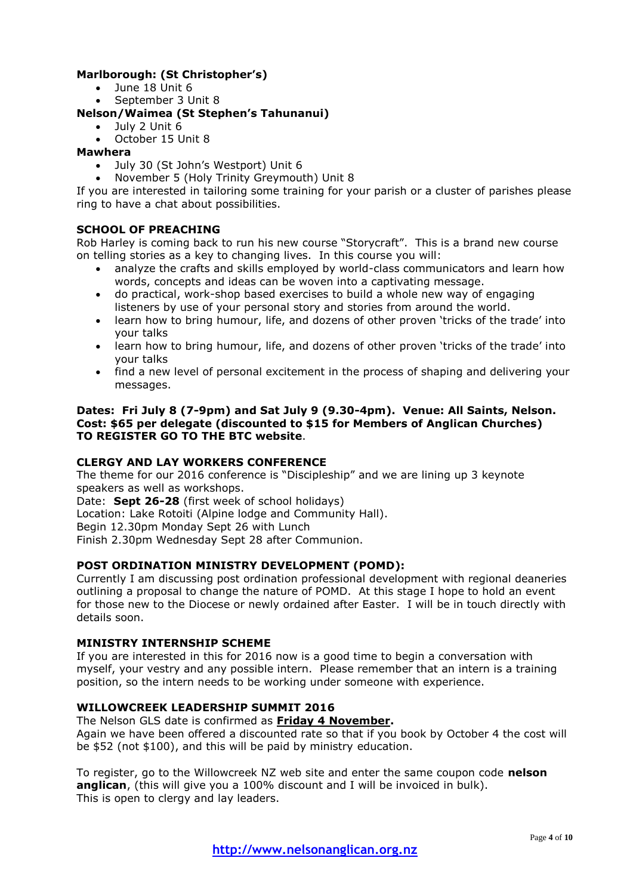**Marlborough: (St Christopher's)**

- June 18 Unit 6
- September 3 Unit 8

**Nelson/Waimea (St Stephen's Tahunanui)**

- July 2 Unit 6
- October 15 Unit 8

**Mawhera**

- July 30 (St John's Westport) Unit 6
- November 5 (Holy Trinity Greymouth) Unit 8

If you are interested in tailoring some training for your parish or a cluster of parishes please ring to have a chat about possibilities.

### SCHOOL OF PREACHING

Rob Harley is coming back to run his new course "Storycraft". This is a brand new course on telling stories as a key to changing lives. In this course you will:

- analyze the crafts and skills employed by world-class communicators and learn how words, concepts and ideas can be woven into a captivating message.
- do practical, work-shop based exercises to build a whole new way of engaging listeners by use of your personal story and stories from around the world.
- learn how to bring humour, life, and dozens of other proven 'tricks of the trade' into your talks
- learn how to bring humour, life, and dozens of other proven 'tricks of the trade' into your talks
- find a new level of personal excitement in the process of shaping and delivering your messages.

**Dates: Fri July 8 (7-9pm) and Sat July 9 (9.30-4pm). Venue: All Saints, Nelson. Cost: $65 per delegate (discounted to $15 for Members of Anglican Churches) TO REGISTER GO TO THE BTC website**.

### CLERGY AND LAY WORKERS CONFERENCE

The theme for our 2016 conference is "Discipleship" and we are lining up 3 keynote speakers as well as workshops.
Date: **Sept 26-28** (first week of school holidays)
Location: Lake Rotoiti (Alpine lodge and Community Hall).
Begin 12.30pm Monday Sept 26 with Lunch
Finish 2.30pm Wednesday Sept 28 after Communion.

### POST ORDINATION MINISTRY DEVELOPMENT (POMD):

Currently I am discussing post ordination professional development with regional deaneries outlining a proposal to change the nature of POMD. At this stage I hope to hold an event for those new to the Diocese or newly ordained after Easter. I will be in touch directly with details soon.

### MINISTRY INTERNSHIP SCHEME

If you are interested in this for 2016 now is a good time to begin a conversation with myself, your vestry and any possible intern. Please remember that an intern is a training position, so the intern needs to be working under someone with experience.

### WILLOWCREEK LEADERSHIP SUMMIT 2016

The Nelson GLS date is confirmed as **Friday 4 November.**
Again we have been offered a discounted rate so that if you book by October 4 the cost will be $52 (not $100), and this will be paid by ministry education.

To register, go to the Willowcreek NZ web site and enter the same coupon code **nelson anglican**, (this will give you a 100% discount and I will be invoiced in bulk).
This is open to clergy and lay leaders.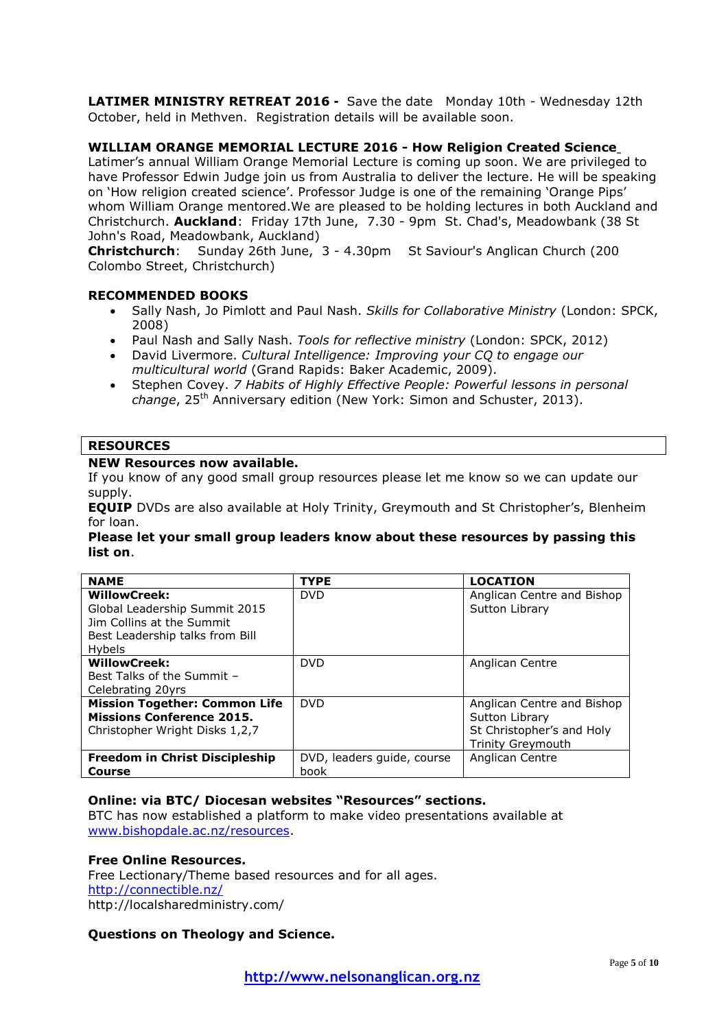**LATIMER MINISTRY RETREAT 2016 -** Save the date Monday 10th - Wednesday 12th October, held in Methven. Registration details will be available soon.

**WILLIAM ORANGE MEMORIAL LECTURE 2016 - How Religion Created Science**

Latimer's annual William Orange Memorial Lecture is coming up soon. We are privileged to have Professor Edwin Judge join us from Australia to deliver the lecture. He will be speaking on 'How religion created science'. Professor Judge is one of the remaining 'Orange Pips' whom William Orange mentored. We are pleased to be holding lectures in both Auckland and Christchurch. **Auckland**: Friday 17th June, 7.30 - 9pm St. Chad's, Meadowbank (38 St John's Road, Meadowbank, Auckland)

**Christchurch**: Sunday 26th June, 3 - 4.30pm St Saviour's Anglican Church (200 Colombo Street, Christchurch)

**RECOMMENDED BOOKS**

- Sally Nash, Jo Pimlott and Paul Nash. *Skills for Collaborative Ministry* (London: SPCK, 2008)
- Paul Nash and Sally Nash. *Tools for reflective ministry* (London: SPCK, 2012)
- David Livermore. *Cultural Intelligence: Improving your CQ to engage our multicultural world* (Grand Rapids: Baker Academic, 2009).
- Stephen Covey. *7 Habits of Highly Effective People: Powerful lessons in personal change*, 25th Anniversary edition (New York: Simon and Schuster, 2013).

## RESOURCES

**NEW Resources now available.**

If you know of any good small group resources please let me know so we can update our supply.

**EQUIP** DVDs are also available at Holy Trinity, Greymouth and St Christopher's, Blenheim for loan.

**Please let your small group leaders know about these resources by passing this list on**.

| NAME | TYPE | LOCATION |
|---|---|---|
| **WillowCreek:** Global Leadership Summit 2015 Jim Collins at the Summit Best Leadership talks from Bill Hybels | DVD | Anglican Centre and Bishop Sutton Library |
| **WillowCreek:** Best Talks of the Summit – Celebrating 20yrs | DVD | Anglican Centre |
| **Mission Together: Common Life Missions Conference 2015.** Christopher Wright Disks 1,2,7 | DVD | Anglican Centre and Bishop Sutton Library St Christopher's and Holy Trinity Greymouth |
| **Freedom in Christ Discipleship Course** | DVD, leaders guide, course book | Anglican Centre |

**Online: via BTC/ Diocesan websites "Resources" sections.**

BTC has now established a platform to make video presentations available at www.bishopdale.ac.nz/resources.

**Free Online Resources.**

Free Lectionary/Theme based resources and for all ages.
http://connectible.nz/
http://localsharedministry.com/

**Questions on Theology and Science.**

http://www.nelsonanglican.org.nz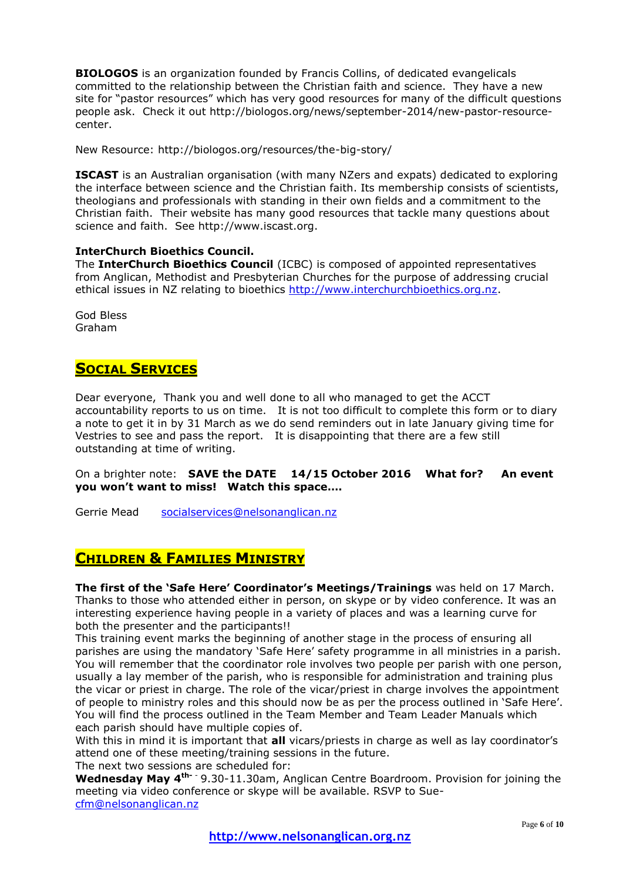**BIOLOGOS** is an organization founded by Francis Collins, of dedicated evangelicals committed to the relationship between the Christian faith and science. They have a new site for "pastor resources" which has very good resources for many of the difficult questions people ask. Check it out http://biologos.org/news/september-2014/new-pastor-resource-center.

New Resource: http://biologos.org/resources/the-big-story/

**ISCAST** is an Australian organisation (with many NZers and expats) dedicated to exploring the interface between science and the Christian faith. Its membership consists of scientists, theologians and professionals with standing in their own fields and a commitment to the Christian faith. Their website has many good resources that tackle many questions about science and faith. See http://www.iscast.org.

**InterChurch Bioethics Council.**
The **InterChurch Bioethics Council** (ICBC) is composed of appointed representatives from Anglican, Methodist and Presbyterian Churches for the purpose of addressing crucial ethical issues in NZ relating to bioethics http://www.interchurchbioethics.org.nz.

God Bless
Graham

## SOCIAL SERVICES

Dear everyone, Thank you and well done to all who managed to get the ACCT accountability reports to us on time. It is not too difficult to complete this form or to diary a note to get it in by 31 March as we do send reminders out in late January giving time for Vestries to see and pass the report. It is disappointing that there are a few still outstanding at time of writing.

On a brighter note: **SAVE the DATE 14/15 October 2016 What for? An event you won't want to miss! Watch this space….**

Gerrie Mead socialservices@nelsonanglican.nz

## CHILDREN & FAMILIES MINISTRY

**The first of the 'Safe Here' Coordinator's Meetings/Trainings** was held on 17 March. Thanks to those who attended either in person, on skype or by video conference. It was an interesting experience having people in a variety of places and was a learning curve for both the presenter and the participants!!
This training event marks the beginning of another stage in the process of ensuring all parishes are using the mandatory 'Safe Here' safety programme in all ministries in a parish. You will remember that the coordinator role involves two people per parish with one person, usually a lay member of the parish, who is responsible for administration and training plus the vicar or priest in charge. The role of the vicar/priest in charge involves the appointment of people to ministry roles and this should now be as per the process outlined in 'Safe Here'. You will find the process outlined in the Team Member and Team Leader Manuals which each parish should have multiple copies of.
With this in mind it is important that **all** vicars/priests in charge as well as lay coordinator's attend one of these meeting/training sessions in the future.
The next two sessions are scheduled for:
**Wednesday May 4th** - 9.30-11.30am, Anglican Centre Boardroom. Provision for joining the meeting via video conference or skype will be available. RSVP to Sue-cfm@nelsonanglican.nz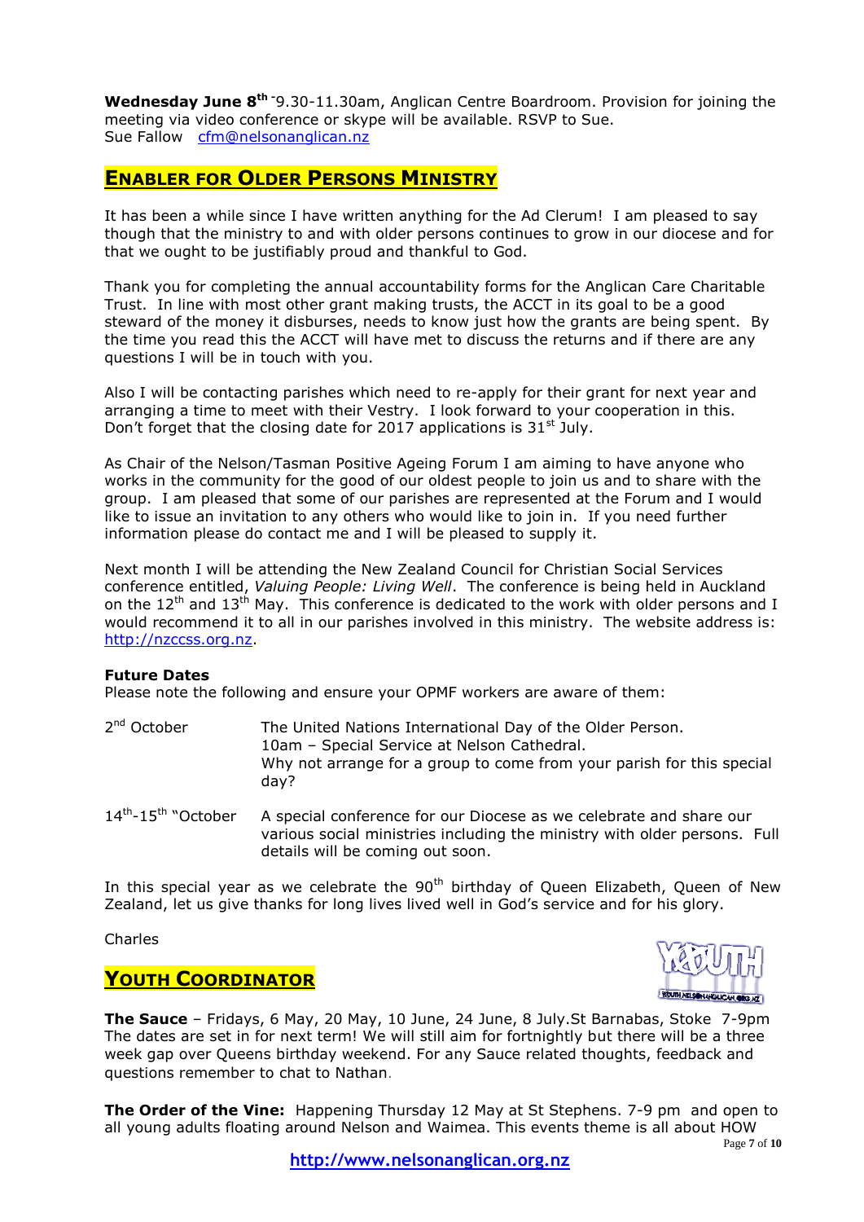**Wednesday June 8th** -9.30-11.30am, Anglican Centre Boardroom. Provision for joining the meeting via video conference or skype will be available. RSVP to Sue.
Sue Fallow   cfm@nelsonanglican.nz

## ENABLER FOR OLDER PERSONS MINISTRY

It has been a while since I have written anything for the Ad Clerum! I am pleased to say though that the ministry to and with older persons continues to grow in our diocese and for that we ought to be justifiably proud and thankful to God.

Thank you for completing the annual accountability forms for the Anglican Care Charitable Trust. In line with most other grant making trusts, the ACCT in its goal to be a good steward of the money it disburses, needs to know just how the grants are being spent. By the time you read this the ACCT will have met to discuss the returns and if there are any questions I will be in touch with you.

Also I will be contacting parishes which need to re-apply for their grant for next year and arranging a time to meet with their Vestry. I look forward to your cooperation in this. Don't forget that the closing date for 2017 applications is 31st July.

As Chair of the Nelson/Tasman Positive Ageing Forum I am aiming to have anyone who works in the community for the good of our oldest people to join us and to share with the group. I am pleased that some of our parishes are represented at the Forum and I would like to issue an invitation to any others who would like to join in. If you need further information please do contact me and I will be pleased to supply it.

Next month I will be attending the New Zealand Council for Christian Social Services conference entitled, *Valuing People: Living Well*. The conference is being held in Auckland on the 12th and 13th May. This conference is dedicated to the work with older persons and I would recommend it to all in our parishes involved in this ministry. The website address is: http://nzccss.org.nz.

**Future Dates**
Please note the following and ensure your OPMF workers are aware of them:

| | |
|---|---|
| 2nd October | The United Nations International Day of the Older Person. 10am – Special Service at Nelson Cathedral. Why not arrange for a group to come from your parish for this special day? |
| 14th-15th "October | A special conference for our Diocese as we celebrate and share our various social ministries including the ministry with older persons. Full details will be coming out soon. |

In this special year as we celebrate the 90th birthday of Queen Elizabeth, Queen of New Zealand, let us give thanks for long lives lived well in God's service and for his glory.

Charles

## YOUTH COORDINATOR

**The Sauce** – Fridays, 6 May, 20 May, 10 June, 24 June, 8 July.St Barnabas, Stoke 7-9pm The dates are set in for next term! We will still aim for fortnightly but there will be a three week gap over Queens birthday weekend. For any Sauce related thoughts, feedback and questions remember to chat to Nathan.

**The Order of the Vine:** Happening Thursday 12 May at St Stephens. 7-9 pm and open to all young adults floating around Nelson and Waimea. This events theme is all about HOW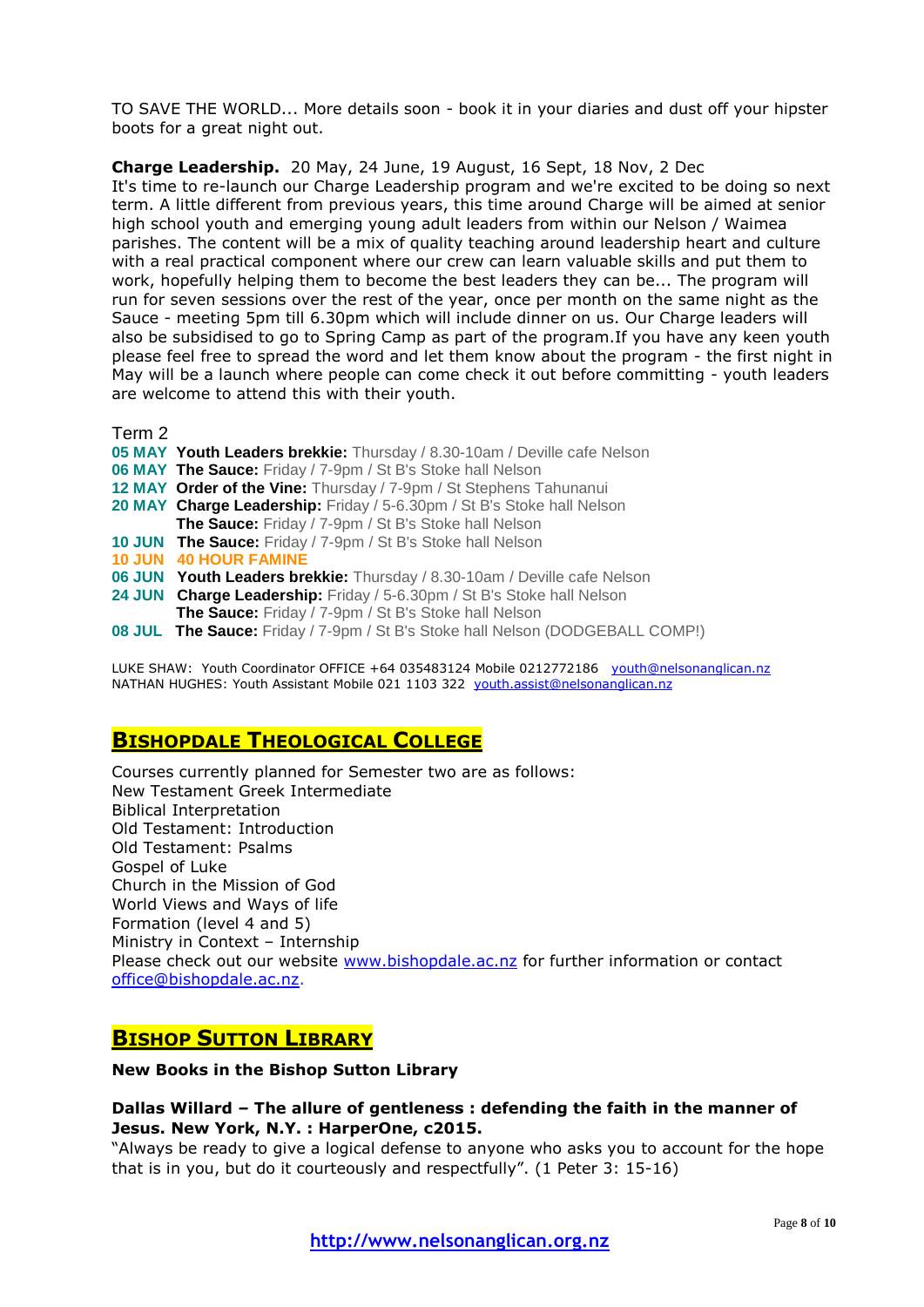TO SAVE THE WORLD... More details soon - book it in your diaries and dust off your hipster boots for a great night out.

**Charge Leadership.** 20 May, 24 June, 19 August, 16 Sept, 18 Nov, 2 Dec
It's time to re-launch our Charge Leadership program and we're excited to be doing so next term. A little different from previous years, this time around Charge will be aimed at senior high school youth and emerging young adult leaders from within our Nelson / Waimea parishes. The content will be a mix of quality teaching around leadership heart and culture with a real practical component where our crew can learn valuable skills and put them to work, hopefully helping them to become the best leaders they can be... The program will run for seven sessions over the rest of the year, once per month on the same night as the Sauce - meeting 5pm till 6.30pm which will include dinner on us. Our Charge leaders will also be subsidised to go to Spring Camp as part of the program.If you have any keen youth please feel free to spread the word and let them know about the program - the first night in May will be a launch where people can come check it out before committing - youth leaders are welcome to attend this with their youth.

Term 2

**05 MAY** **Youth Leaders brekkie:** Thursday / 8.30-10am / Deville cafe Nelson
**06 MAY** **The Sauce:** Friday / 7-9pm / St B's Stoke hall Nelson
**12 MAY** **Order of the Vine:** Thursday / 7-9pm / St Stephens Tahunanui
**20 MAY** **Charge Leadership:** Friday / 5-6.30pm / St B's Stoke hall Nelson
**The Sauce:** Friday / 7-9pm / St B's Stoke hall Nelson
**10 JUN** **The Sauce:** Friday / 7-9pm / St B's Stoke hall Nelson
**10 JUN** **40 HOUR FAMINE**
**06 JUN** **Youth Leaders brekkie:** Thursday / 8.30-10am / Deville cafe Nelson
**24 JUN** **Charge Leadership:** Friday / 5-6.30pm / St B's Stoke hall Nelson
**The Sauce:** Friday / 7-9pm / St B's Stoke hall Nelson
**08 JUL** **The Sauce:** Friday / 7-9pm / St B's Stoke hall Nelson (DODGEBALL COMP!)

LUKE SHAW: Youth Coordinator OFFICE +64 035483124 Mobile 0212772186 youth@nelsonanglican.nz
NATHAN HUGHES: Youth Assistant Mobile 021 1103 322 youth.assist@nelsonanglican.nz

## BISHOPDALE THEOLOGICAL COLLEGE

Courses currently planned for Semester two are as follows:
New Testament Greek Intermediate
Biblical Interpretation
Old Testament: Introduction
Old Testament: Psalms
Gospel of Luke
Church in the Mission of God
World Views and Ways of life
Formation (level 4 and 5)
Ministry in Context – Internship
Please check out our website www.bishopdale.ac.nz for further information or contact office@bishopdale.ac.nz.

## BISHOP SUTTON LIBRARY

**New Books in the Bishop Sutton Library**

**Dallas Willard – The allure of gentleness : defending the faith in the manner of Jesus. New York, N.Y. : HarperOne, c2015.**
"Always be ready to give a logical defense to anyone who asks you to account for the hope that is in you, but do it courteously and respectfully". (1 Peter 3: 15-16)

http://www.nelsonanglican.org.nz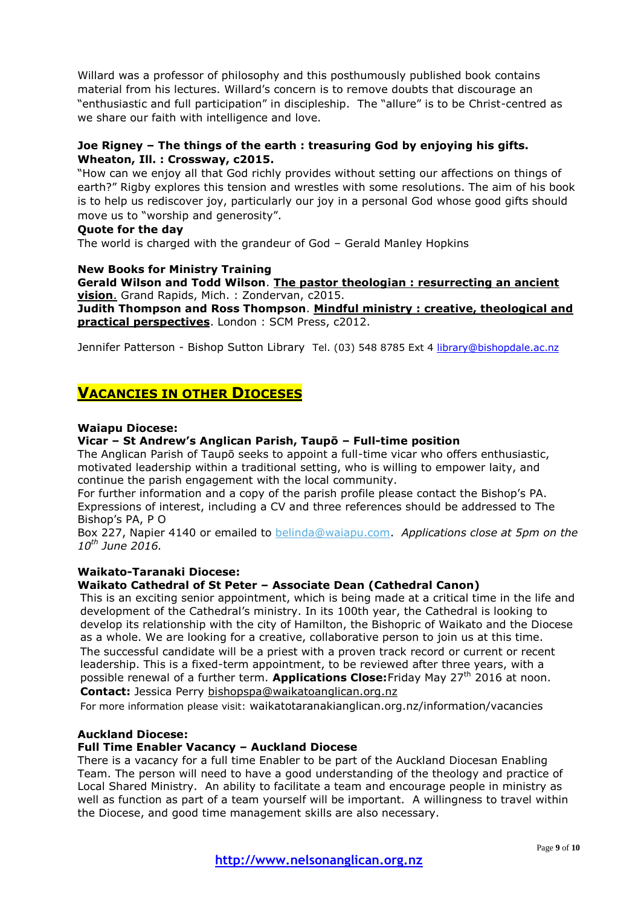Willard was a professor of philosophy and this posthumously published book contains material from his lectures. Willard's concern is to remove doubts that discourage an "enthusiastic and full participation" in discipleship. The "allure" is to be Christ-centred as we share our faith with intelligence and love.

**Joe Rigney – The things of the earth : treasuring God by enjoying his gifts. Wheaton, Ill. : Crossway, c2015.**

"How can we enjoy all that God richly provides without setting our affections on things of earth?" Rigby explores this tension and wrestles with some resolutions. The aim of his book is to help us rediscover joy, particularly our joy in a personal God whose good gifts should move us to "worship and generosity".

**Quote for the day**

The world is charged with the grandeur of God – Gerald Manley Hopkins

**New Books for Ministry Training**

**Gerald Wilson and Todd Wilson**. **The pastor theologian : resurrecting an ancient vision**. Grand Rapids, Mich. : Zondervan, c2015.

**Judith Thompson and Ross Thompson**. **Mindful ministry : creative, theological and practical perspectives**. London : SCM Press, c2012.

Jennifer Patterson - Bishop Sutton Library Tel. (03) 548 8785 Ext 4 library@bishopdale.ac.nz

## VACANCIES IN OTHER DIOCESES

**Waiapu Diocese:**

**Vicar – St Andrew's Anglican Parish, Taupō – Full-time position**

The Anglican Parish of Taupō seeks to appoint a full-time vicar who offers enthusiastic, motivated leadership within a traditional setting, who is willing to empower laity, and continue the parish engagement with the local community.

For further information and a copy of the parish profile please contact the Bishop's PA. Expressions of interest, including a CV and three references should be addressed to The Bishop's PA, P O

Box 227, Napier 4140 or emailed to belinda@waiapu.com. *Applications close at 5pm on the 10th June 2016.*

**Waikato-Taranaki Diocese:**

**Waikato Cathedral of St Peter – Associate Dean (Cathedral Canon)**

This is an exciting senior appointment, which is being made at a critical time in the life and development of the Cathedral's ministry. In its 100th year, the Cathedral is looking to develop its relationship with the city of Hamilton, the Bishopric of Waikato and the Diocese as a whole. We are looking for a creative, collaborative person to join us at this time.

The successful candidate will be a priest with a proven track record or current or recent leadership. This is a fixed-term appointment, to be reviewed after three years, with a possible renewal of a further term. **Applications Close:** Friday May 27th 2016 at noon.

**Contact:** Jessica Perry bishopspa@waikatoanglican.org.nz

For more information please visit: waikatotaranakianglican.org.nz/information/vacancies

**Auckland Diocese:**

**Full Time Enabler Vacancy – Auckland Diocese**

There is a vacancy for a full time Enabler to be part of the Auckland Diocesan Enabling Team. The person will need to have a good understanding of the theology and practice of Local Shared Ministry. An ability to facilitate a team and encourage people in ministry as well as function as part of a team yourself will be important. A willingness to travel within the Diocese, and good time management skills are also necessary.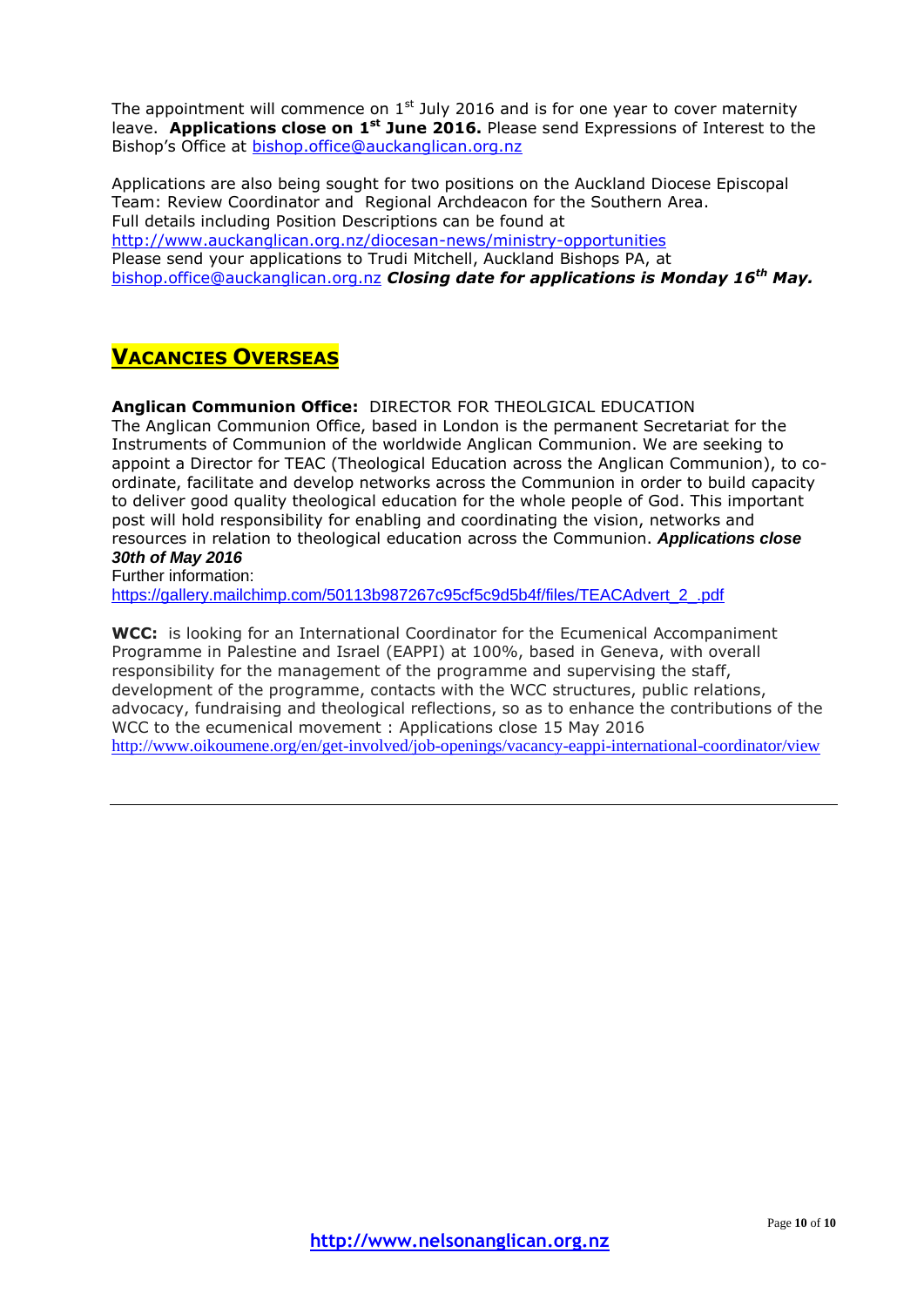The appointment will commence on 1st July 2016 and is for one year to cover maternity leave. **Applications close on 1st June 2016.** Please send Expressions of Interest to the Bishop's Office at bishop.office@auckanglican.org.nz

Applications are also being sought for two positions on the Auckland Diocese Episcopal Team: Review Coordinator and Regional Archdeacon for the Southern Area. Full details including Position Descriptions can be found at http://www.auckanglican.org.nz/diocesan-news/ministry-opportunities
Please send your applications to Trudi Mitchell, Auckland Bishops PA, at bishop.office@auckanglican.org.nz ***Closing date for applications is Monday 16th May.***

## VACANCIES OVERSEAS

**Anglican Communion Office:** DIRECTOR FOR THEOLGICAL EDUCATION
The Anglican Communion Office, based in London is the permanent Secretariat for the Instruments of Communion of the worldwide Anglican Communion. We are seeking to appoint a Director for TEAC (Theological Education across the Anglican Communion), to co-ordinate, facilitate and develop networks across the Communion in order to build capacity to deliver good quality theological education for the whole people of God. This important post will hold responsibility for enabling and coordinating the vision, networks and resources in relation to theological education across the Communion. ***Applications close 30th of May 2016***
Further information:
https://gallery.mailchimp.com/50113b987267c95cf5c9d5b4f/files/TEACAdvert_2_.pdf

**WCC:** is looking for an International Coordinator for the Ecumenical Accompaniment Programme in Palestine and Israel (EAPPI) at 100%, based in Geneva, with overall responsibility for the management of the programme and supervising the staff, development of the programme, contacts with the WCC structures, public relations, advocacy, fundraising and theological reflections, so as to enhance the contributions of the WCC to the ecumenical movement : Applications close 15 May 2016
http://www.oikoumene.org/en/get-involved/job-openings/vacancy-eappi-international-coordinator/view